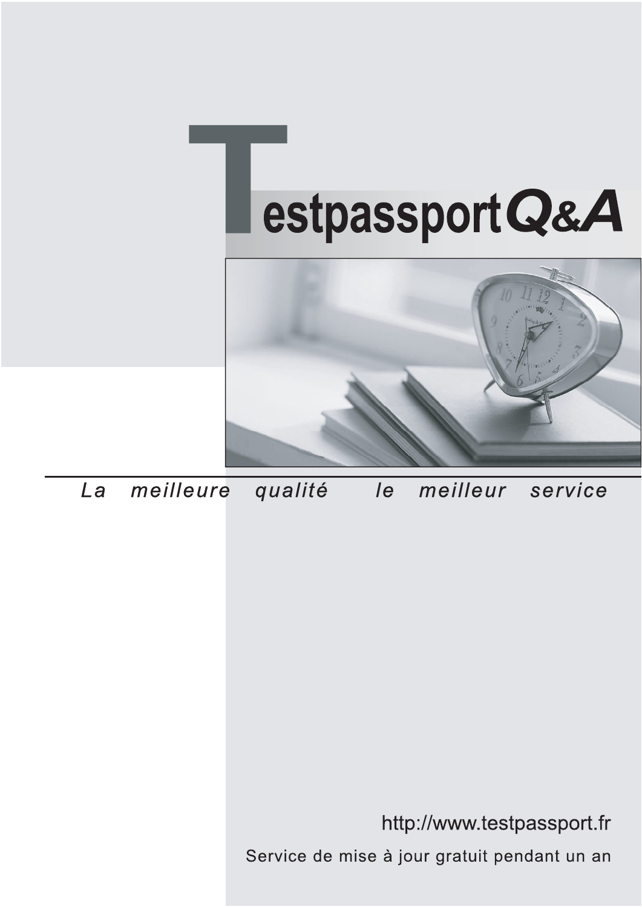# TestpassportQ&A

*La meilleure qualité le meilleur service*

http://www.testpassport.fr

Service de mise à jour gratuit pendant un an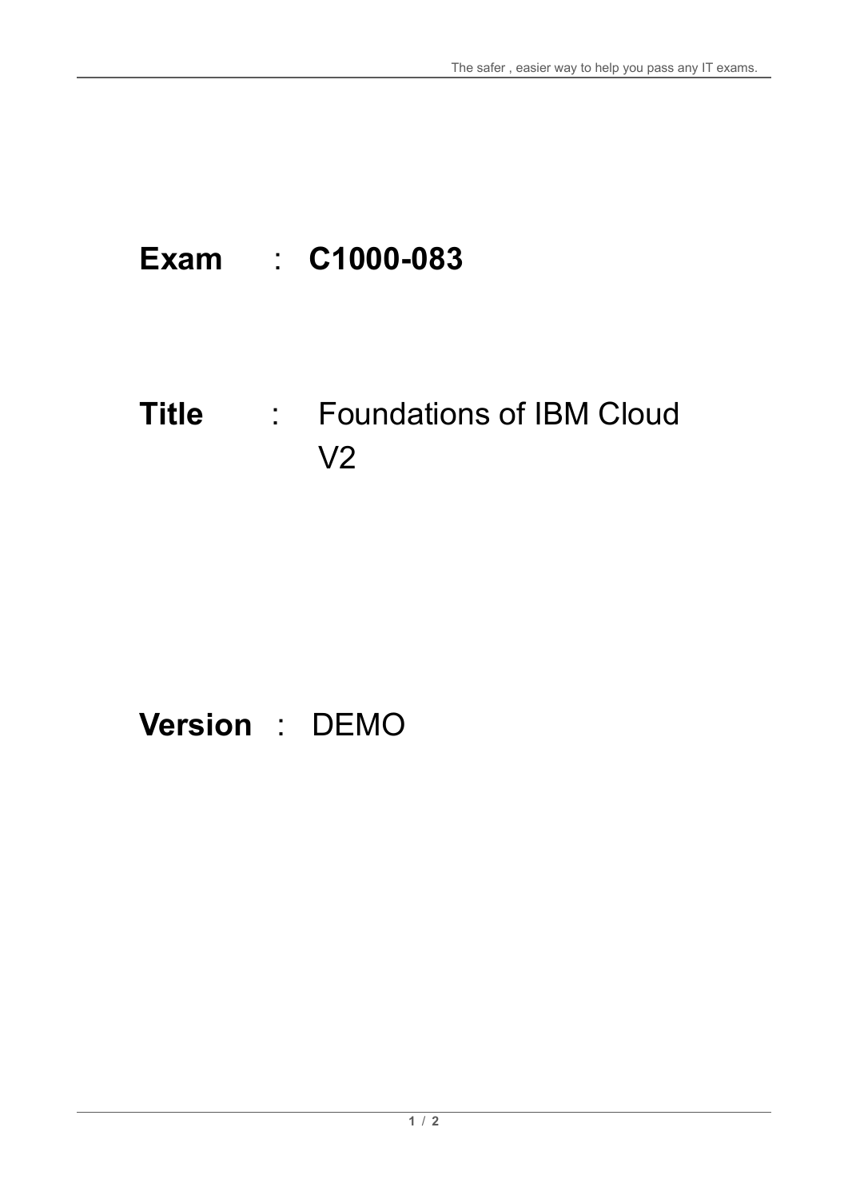**Exam** : **C1000-083**

**Title** : Foundations of IBM Cloud V2

**Version** : DEMO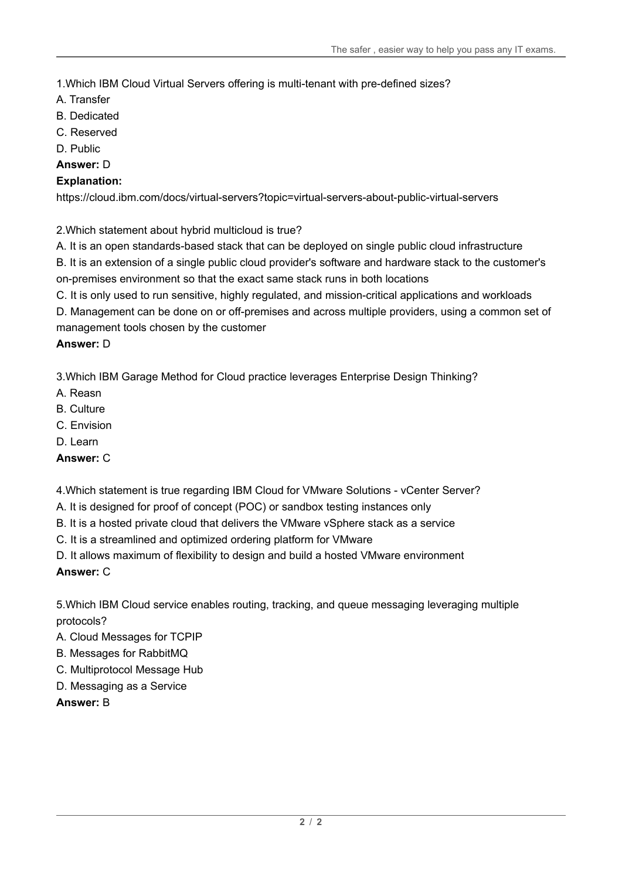1.Which IBM Cloud Virtual Servers offering is multi-tenant with pre-defined sizes?

A. Transfer

B. Dedicated

C. Reserved

D. Public

**Answer:** D

**Explanation:**

https://cloud.ibm.com/docs/virtual-servers?topic=virtual-servers-about-public-virtual-servers

2.Which statement about hybrid multicloud is true?

A. It is an open standards-based stack that can be deployed on single public cloud infrastructure

B. It is an extension of a single public cloud provider's software and hardware stack to the customer's on-premises environment so that the exact same stack runs in both locations

C. It is only used to run sensitive, highly regulated, and mission-critical applications and workloads

D. Management can be done on or off-premises and across multiple providers, using a common set of management tools chosen by the customer

**Answer:** D

3.Which IBM Garage Method for Cloud practice leverages Enterprise Design Thinking?

A. Reasn

B. Culture

C. Envision

D. Learn

**Answer:** C

4.Which statement is true regarding IBM Cloud for VMware Solutions - vCenter Server?

A. It is designed for proof of concept (POC) or sandbox testing instances only

B. It is a hosted private cloud that delivers the VMware vSphere stack as a service

C. It is a streamlined and optimized ordering platform for VMware

D. It allows maximum of flexibility to design and build a hosted VMware environment

**Answer:** C

5.Which IBM Cloud service enables routing, tracking, and queue messaging leveraging multiple protocols?

A. Cloud Messages for TCPIP

B. Messages for RabbitMQ

C. Multiprotocol Message Hub

D. Messaging as a Service

**Answer:** B